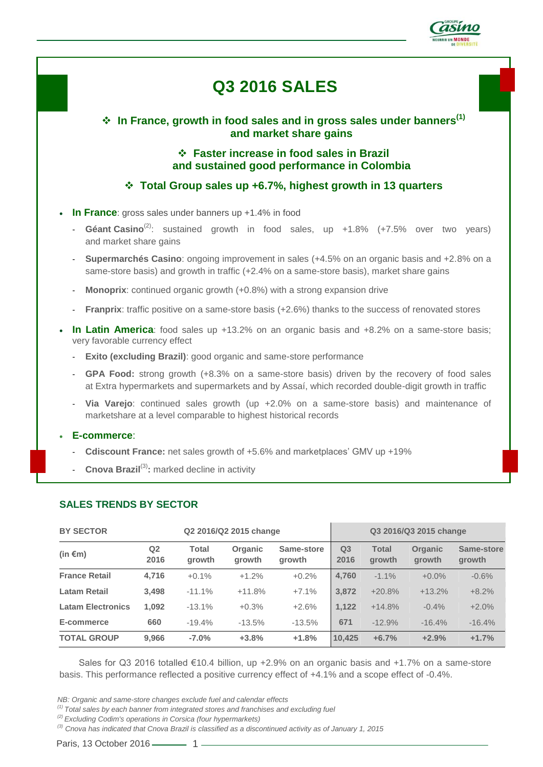# Q3 2016 SALES

- **In France, growth in food sales and in gross sales under banners[1] and market share gains**
- **Faster increase in food sales in Brazil and sustained good performance in Colombia**
- **Total Group sales up +6.7%, highest growth in 13 quarters**

- **In France**: gross sales under banners up +1.4% in food
  - **Géant Casino**[2]: sustained growth in food sales, up +1.8% (+7.5% over two years) and market share gains
  - **Supermarchés Casino**: ongoing improvement in sales (+4.5% on an organic basis and +2.8% on a same-store basis) and growth in traffic (+2.4% on a same-store basis), market share gains
  - **Monoprix**: continued organic growth (+0.8%) with a strong expansion drive
  - **Franprix**: traffic positive on a same-store basis (+2.6%) thanks to the success of renovated stores
- **In Latin America**: food sales up +13.2% on an organic basis and +8.2% on a same-store basis; very favorable currency effect
  - **Exito (excluding Brazil)**: good organic and same-store performance
  - **GPA Food:** strong growth (+8.3% on a same-store basis) driven by the recovery of food sales at Extra hypermarkets and supermarkets and by Assaí, which recorded double-digit growth in traffic
  - **Via Varejo**: continued sales growth (up +2.0% on a same-store basis) and maintenance of marketshare at a level comparable to highest historical records
- **E-commerce**:
  - **Cdiscount France:** net sales growth of +5.6% and marketplaces' GMV up +19%
  - **Cnova Brazil**[3]**:** marked decline in activity

## SALES TRENDS BY SECTOR

| BY SECTOR | Q2 2016/Q2 2015 change | | | | Q3 2016/Q3 2015 change | | | |
|---|---|---|---|---|---|---|---|---|
| (in €m) | Q2 2016 | Total growth | Organic growth | Same-store growth | Q3 2016 | Total growth | Organic growth | Same-store growth |
| **France Retail** | **4,716** | +0.1% | +1.2% | +0.2% | **4,760** | -1.1% | +0.0% | -0.6% |
| **Latam Retail** | **3,498** | -11.1% | +11.8% | +7.1% | **3,872** | +20.8% | +13.2% | +8.2% |
| **Latam Electronics** | **1,092** | -13.1% | +0.3% | +2.6% | **1,122** | +14.8% | -0.4% | +2.0% |
| **E-commerce** | **660** | -19.4% | -13.5% | -13.5% | **671** | -12.9% | -16.4% | -16.4% |
| **TOTAL GROUP** | **9,966** | **-7.0%** | **+3.8%** | **+1.8%** | **10,425** | **+6.7%** | **+2.9%** | **+1.7%** |

Sales for Q3 2016 totalled €10.4 billion, up +2.9% on an organic basis and +1.7% on a same-store basis. This performance reflected a positive currency effect of +4.1% and a scope effect of -0.4%.

*NB: Organic and same-store changes exclude fuel and calendar effects*

*[1] Total sales by each banner from integrated stores and franchises and excluding fuel*

*[2] Excluding Codim's operations in Corsica (four hypermarkets)*

*[3] Cnova has indicated that Cnova Brazil is classified as a discontinued activity as of January 1, 2015*

Paris, 13 October 2016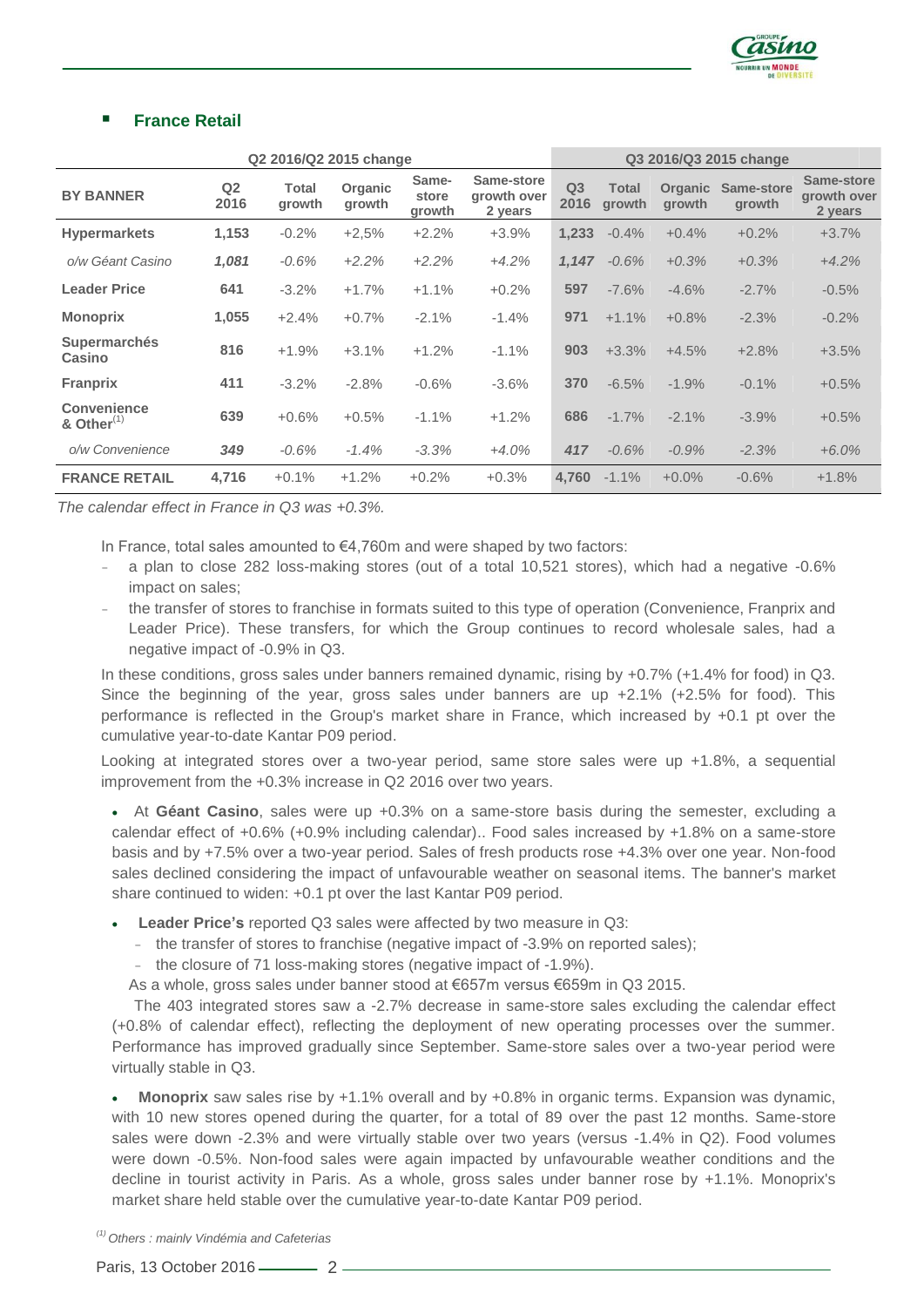## France Retail

| BY BANNER | Q2 2016/Q2 2015 change | | | | | Q3 2016/Q3 2015 change | | | | |
|---|---|---|---|---|---|---|---|---|---|---|
| | Q2 2016 | Total growth | Organic growth | Same-store growth | Same-store growth over 2 years | Q3 2016 | Total growth | Organic growth | Same-store growth | Same-store growth over 2 years |
| **Hypermarkets** | **1,153** | -0.2% | +2,5% | +2.2% | +3.9% | **1,233** | -0.4% | +0.4% | +0.2% | +3.7% |
| *o/w Géant Casino* | ***1,081*** | *-0.6%* | *+2.2%* | *+2.2%* | *+4.2%* | ***1,147*** | *-0.6%* | *+0.3%* | *+0.3%* | *+4.2%* |
| **Leader Price** | **641** | -3.2% | +1.7% | +1.1% | +0.2% | **597** | -7.6% | -4.6% | -2.7% | -0.5% |
| **Monoprix** | **1,055** | +2.4% | +0.7% | -2.1% | -1.4% | **971** | +1.1% | +0.8% | -2.3% | -0.2% |
| **Supermarchés Casino** | **816** | +1.9% | +3.1% | +1.2% | -1.1% | **903** | +3.3% | +4.5% | +2.8% | +3.5% |
| **Franprix** | **411** | -3.2% | -2.8% | -0.6% | -3.6% | **370** | -6.5% | -1.9% | -0.1% | +0.5% |
| **Convenience & Other**[(1)] | **639** | +0.6% | +0.5% | -1.1% | +1.2% | **686** | -1.7% | -2.1% | -3.9% | +0.5% |
| *o/w Convenience* | ***349*** | *-0.6%* | *-1.4%* | *-3.3%* | *+4.0%* | ***417*** | *-0.6%* | *-0.9%* | *-2.3%* | *+6.0%* |
| **FRANCE RETAIL** | **4,716** | +0.1% | +1.2% | +0.2% | +0.3% | **4,760** | -1.1% | +0.0% | -0.6% | +1.8% |

*The calendar effect in France in Q3 was +0.3%.*

In France, total sales amounted to €4,760m and were shaped by two factors:

- a plan to close 282 loss-making stores (out of a total 10,521 stores), which had a negative -0.6% impact on sales;
- the transfer of stores to franchise in formats suited to this type of operation (Convenience, Franprix and Leader Price). These transfers, for which the Group continues to record wholesale sales, had a negative impact of -0.9% in Q3.

In these conditions, gross sales under banners remained dynamic, rising by +0.7% (+1.4% for food) in Q3. Since the beginning of the year, gross sales under banners are up +2.1% (+2.5% for food). This performance is reflected in the Group's market share in France, which increased by +0.1 pt over the cumulative year-to-date Kantar P09 period.

Looking at integrated stores over a two-year period, same store sales were up +1.8%, a sequential improvement from the +0.3% increase in Q2 2016 over two years.

- At **Géant Casino**, sales were up +0.3% on a same-store basis during the semester, excluding a calendar effect of +0.6% (+0.9% including calendar).. Food sales increased by +1.8% on a same-store basis and by +7.5% over a two-year period. Sales of fresh products rose +4.3% over one year. Non-food sales declined considering the impact of unfavourable weather on seasonal items. The banner's market share continued to widen: +0.1 pt over the last Kantar P09 period.

- **Leader Price's** reported Q3 sales were affected by two measure in Q3:
  - the transfer of stores to franchise (negative impact of -3.9% on reported sales);
  - the closure of 71 loss-making stores (negative impact of -1.9%).

  As a whole, gross sales under banner stood at €657m versus €659m in Q3 2015.

  The 403 integrated stores saw a -2.7% decrease in same-store sales excluding the calendar effect (+0.8% of calendar effect), reflecting the deployment of new operating processes over the summer. Performance has improved gradually since September. Same-store sales over a two-year period were virtually stable in Q3.

- **Monoprix** saw sales rise by +1.1% overall and by +0.8% in organic terms. Expansion was dynamic, with 10 new stores opened during the quarter, for a total of 89 over the past 12 months. Same-store sales were down -2.3% and were virtually stable over two years (versus -1.4% in Q2). Food volumes were down -0.5%. Non-food sales were again impacted by unfavourable weather conditions and the decline in tourist activity in Paris. As a whole, gross sales under banner rose by +1.1%. Monoprix's market share held stable over the cumulative year-to-date Kantar P09 period.

[(1)] *Others : mainly Vindémia and Cafeterias*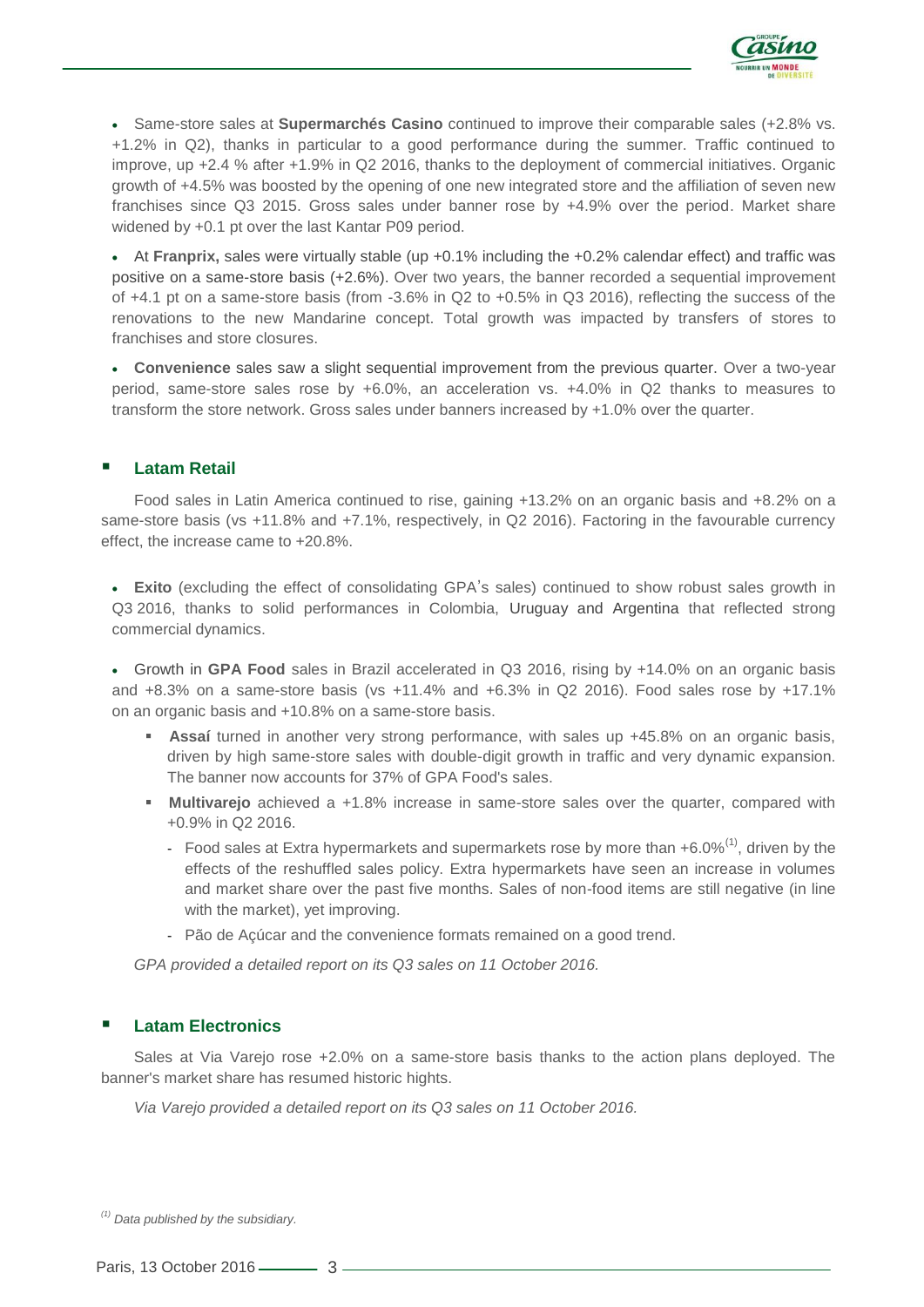- Same-store sales at **Supermarchés Casino** continued to improve their comparable sales (+2.8% vs. +1.2% in Q2), thanks in particular to a good performance during the summer. Traffic continued to improve, up +2.4 % after +1.9% in Q2 2016, thanks to the deployment of commercial initiatives. Organic growth of +4.5% was boosted by the opening of one new integrated store and the affiliation of seven new franchises since Q3 2015. Gross sales under banner rose by +4.9% over the period. Market share widened by +0.1 pt over the last Kantar P09 period.

- At **Franprix,** sales were virtually stable (up +0.1% including the +0.2% calendar effect) and traffic was positive on a same-store basis (+2.6%). Over two years, the banner recorded a sequential improvement of +4.1 pt on a same-store basis (from -3.6% in Q2 to +0.5% in Q3 2016), reflecting the success of the renovations to the new Mandarine concept. Total growth was impacted by transfers of stores to franchises and store closures.

- **Convenience** sales saw a slight sequential improvement from the previous quarter. Over a two-year period, same-store sales rose by +6.0%, an acceleration vs. +4.0% in Q2 thanks to measures to transform the store network. Gross sales under banners increased by +1.0% over the quarter.

## Latam Retail

Food sales in Latin America continued to rise, gaining +13.2% on an organic basis and +8.2% on a same-store basis (vs +11.8% and +7.1%, respectively, in Q2 2016). Factoring in the favourable currency effect, the increase came to +20.8%.

- **Exito** (excluding the effect of consolidating GPA's sales) continued to show robust sales growth in Q3 2016, thanks to solid performances in Colombia, Uruguay and Argentina that reflected strong commercial dynamics.

- Growth in **GPA Food** sales in Brazil accelerated in Q3 2016, rising by +14.0% on an organic basis and +8.3% on a same-store basis (vs +11.4% and +6.3% in Q2 2016). Food sales rose by +17.1% on an organic basis and +10.8% on a same-store basis.
  - **Assaí** turned in another very strong performance, with sales up +45.8% on an organic basis, driven by high same-store sales with double-digit growth in traffic and very dynamic expansion. The banner now accounts for 37% of GPA Food's sales.
  - **Multivarejo** achieved a +1.8% increase in same-store sales over the quarter, compared with +0.9% in Q2 2016.
    - Food sales at Extra hypermarkets and supermarkets rose by more than +6.0%[1], driven by the effects of the reshuffled sales policy. Extra hypermarkets have seen an increase in volumes and market share over the past five months. Sales of non-food items are still negative (in line with the market), yet improving.
    - Pão de Açúcar and the convenience formats remained on a good trend.

*GPA provided a detailed report on its Q3 sales on 11 October 2016.*

## Latam Electronics

Sales at Via Varejo rose +2.0% on a same-store basis thanks to the action plans deployed. The banner's market share has resumed historic hights.

*Via Varejo provided a detailed report on its Q3 sales on 11 October 2016.*

*[1] Data published by the subsidiary.*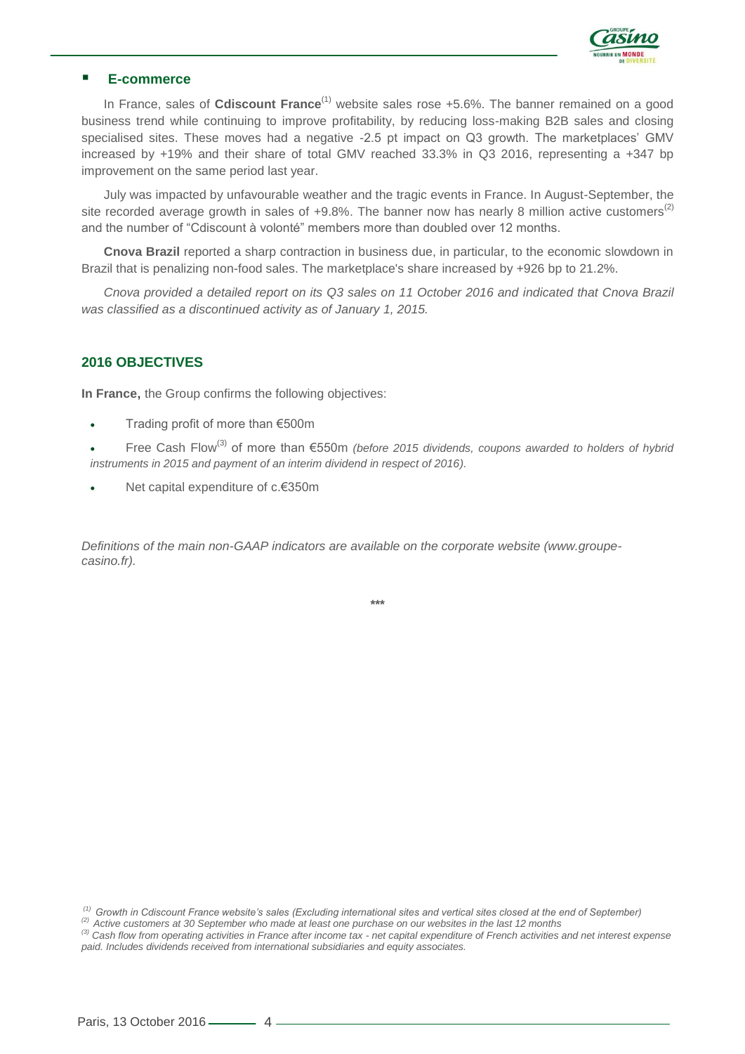- **E-commerce**

In France, sales of **Cdiscount France**[1] website sales rose +5.6%. The banner remained on a good business trend while continuing to improve profitability, by reducing loss-making B2B sales and closing specialised sites. These moves had a negative -2.5 pt impact on Q3 growth. The marketplaces' GMV increased by +19% and their share of total GMV reached 33.3% in Q3 2016, representing a +347 bp improvement on the same period last year.

July was impacted by unfavourable weather and the tragic events in France. In August-September, the site recorded average growth in sales of +9.8%. The banner now has nearly 8 million active customers[2] and the number of "Cdiscount à volonté" members more than doubled over 12 months.

**Cnova Brazil** reported a sharp contraction in business due, in particular, to the economic slowdown in Brazil that is penalizing non-food sales. The marketplace's share increased by +926 bp to 21.2%.

*Cnova provided a detailed report on its Q3 sales on 11 October 2016 and indicated that Cnova Brazil was classified as a discontinued activity as of January 1, 2015.*

## 2016 OBJECTIVES

**In France,** the Group confirms the following objectives:

- Trading profit of more than €500m
- Free Cash Flow[3] of more than €550m *(before 2015 dividends, coupons awarded to holders of hybrid instruments in 2015 and payment of an interim dividend in respect of 2016).*
- Net capital expenditure of c.€350m

*Definitions of the main non-GAAP indicators are available on the corporate website (www.groupe-casino.fr).*

\*\*\*

*[1] Growth in Cdiscount France website's sales (Excluding international sites and vertical sites closed at the end of September)*

*[2] Active customers at 30 September who made at least one purchase on our websites in the last 12 months*

*[3] Cash flow from operating activities in France after income tax - net capital expenditure of French activities and net interest expense paid. Includes dividends received from international subsidiaries and equity associates.*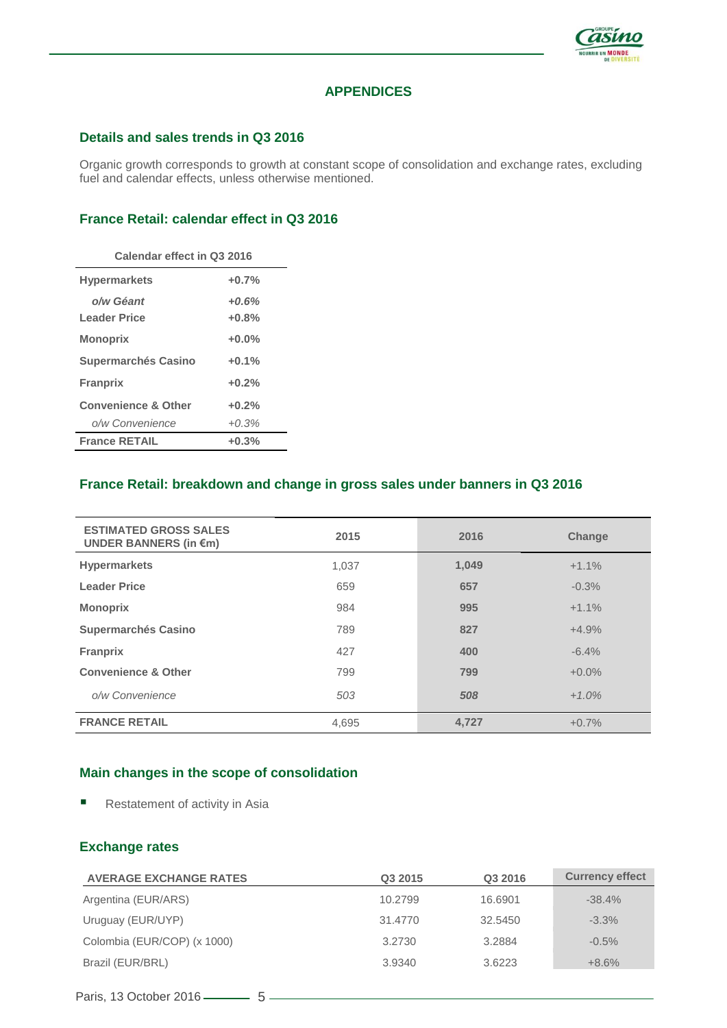# APPENDICES

## Details and sales trends in Q3 2016

Organic growth corresponds to growth at constant scope of consolidation and exchange rates, excluding fuel and calendar effects, unless otherwise mentioned.

## France Retail: calendar effect in Q3 2016

| Calendar effect in Q3 2016 | |
|---|---|
| **Hypermarkets** | **+0.7%** |
| ***o/w Géant*** | ***+0.6%*** |
| **Leader Price** | **+0.8%** |
| **Monoprix** | **+0.0%** |
| **Supermarchés Casino** | **+0.1%** |
| **Franprix** | **+0.2%** |
| **Convenience & Other** | **+0.2%** |
| *o/w Convenience* | *+0.3%* |
| **France RETAIL** | **+0.3%** |

## France Retail: breakdown and change in gross sales under banners in Q3 2016

| ESTIMATED GROSS SALES UNDER BANNERS (in €m) | 2015 | 2016 | Change |
|---|---|---|---|
| **Hypermarkets** | 1,037 | **1,049** | +1.1% |
| **Leader Price** | 659 | **657** | -0.3% |
| **Monoprix** | 984 | **995** | +1.1% |
| **Supermarchés Casino** | 789 | **827** | +4.9% |
| **Franprix** | 427 | **400** | -6.4% |
| **Convenience & Other** | 799 | **799** | +0.0% |
| *o/w Convenience* | *503* | ***508*** | *+1.0%* |
| **FRANCE RETAIL** | 4,695 | **4,727** | +0.7% |

## Main changes in the scope of consolidation

- Restatement of activity in Asia

## Exchange rates

| AVERAGE EXCHANGE RATES | Q3 2015 | Q3 2016 | Currency effect |
|---|---|---|---|
| Argentina (EUR/ARS) | 10.2799 | 16.6901 | -38.4% |
| Uruguay (EUR/UYP) | 31.4770 | 32.5450 | -3.3% |
| Colombia (EUR/COP) (x 1000) | 3.2730 | 3.2884 | -0.5% |
| Brazil (EUR/BRL) | 3.9340 | 3.6223 | +8.6% |

Paris, 13 October 2016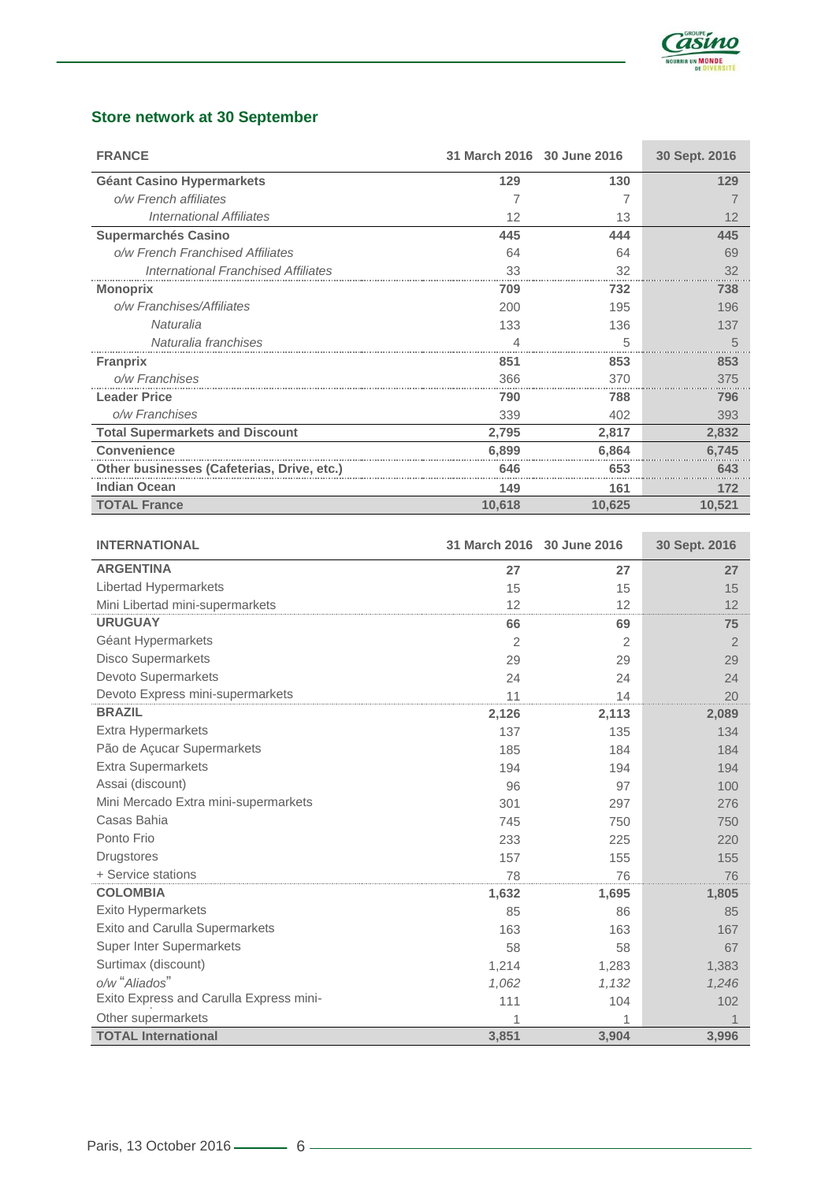## Store network at 30 September

| FRANCE | 31 March 2016 | 30 June 2016 | 30 Sept. 2016 |
|---|---|---|---|
| **Géant Casino Hypermarkets** | **129** | **130** | **129** |
| *o/w French affiliates* | 7 | 7 | 7 |
| *International Affiliates* | 12 | 13 | 12 |
| **Supermarchés Casino** | **445** | **444** | **445** |
| *o/w French Franchised Affiliates* | 64 | 64 | 69 |
| *International Franchised Affiliates* | 33 | 32 | 32 |
| **Monoprix** | **709** | **732** | **738** |
| *o/w Franchises/Affiliates* | 200 | 195 | 196 |
| *Naturalia* | 133 | 136 | 137 |
| *Naturalia franchises* | 4 | 5 | 5 |
| **Franprix** | **851** | **853** | **853** |
| *o/w Franchises* | 366 | 370 | 375 |
| **Leader Price** | **790** | **788** | **796** |
| *o/w Franchises* | 339 | 402 | 393 |
| **Total Supermarkets and Discount** | **2,795** | **2,817** | **2,832** |
| **Convenience** | **6,899** | **6,864** | **6,745** |
| **Other businesses (Cafeterias, Drive, etc.)** | **646** | **653** | **643** |
| **Indian Ocean** | **149** | **161** | **172** |
| **TOTAL France** | **10,618** | **10,625** | **10,521** |

| INTERNATIONAL | 31 March 2016 | 30 June 2016 | 30 Sept. 2016 |
|---|---|---|---|
| **ARGENTINA** | **27** | **27** | **27** |
| Libertad Hypermarkets | 15 | 15 | 15 |
| Mini Libertad mini-supermarkets | 12 | 12 | 12 |
| **URUGUAY** | **66** | **69** | **75** |
| Géant Hypermarkets | 2 | 2 | 2 |
| Disco Supermarkets | 29 | 29 | 29 |
| Devoto Supermarkets | 24 | 24 | 24 |
| Devoto Express mini-supermarkets | 11 | 14 | 20 |
| **BRAZIL** | **2,126** | **2,113** | **2,089** |
| Extra Hypermarkets | 137 | 135 | 134 |
| Pão de Açucar Supermarkets | 185 | 184 | 184 |
| Extra Supermarkets | 194 | 194 | 194 |
| Assai (discount) | 96 | 97 | 100 |
| Mini Mercado Extra mini-supermarkets | 301 | 297 | 276 |
| Casas Bahia | 745 | 750 | 750 |
| Ponto Frio | 233 | 225 | 220 |
| Drugstores | 157 | 155 | 155 |
| + Service stations | 78 | 76 | 76 |
| **COLOMBIA** | **1,632** | **1,695** | **1,805** |
| Exito Hypermarkets | 85 | 86 | 85 |
| Exito and Carulla Supermarkets | 163 | 163 | 167 |
| Super Inter Supermarkets | 58 | 58 | 67 |
| Surtimax (discount) | 1,214 | 1,283 | 1,383 |
| *o/w "Aliados"* | *1,062* | *1,132* | *1,246* |
| Exito Express and Carulla Express mini-supermarkets | 111 | 104 | 102 |
| Other supermarkets | 1 | 1 | 1 |
| **TOTAL International** | **3,851** | **3,904** | **3,996** |

Paris, 13 October 2016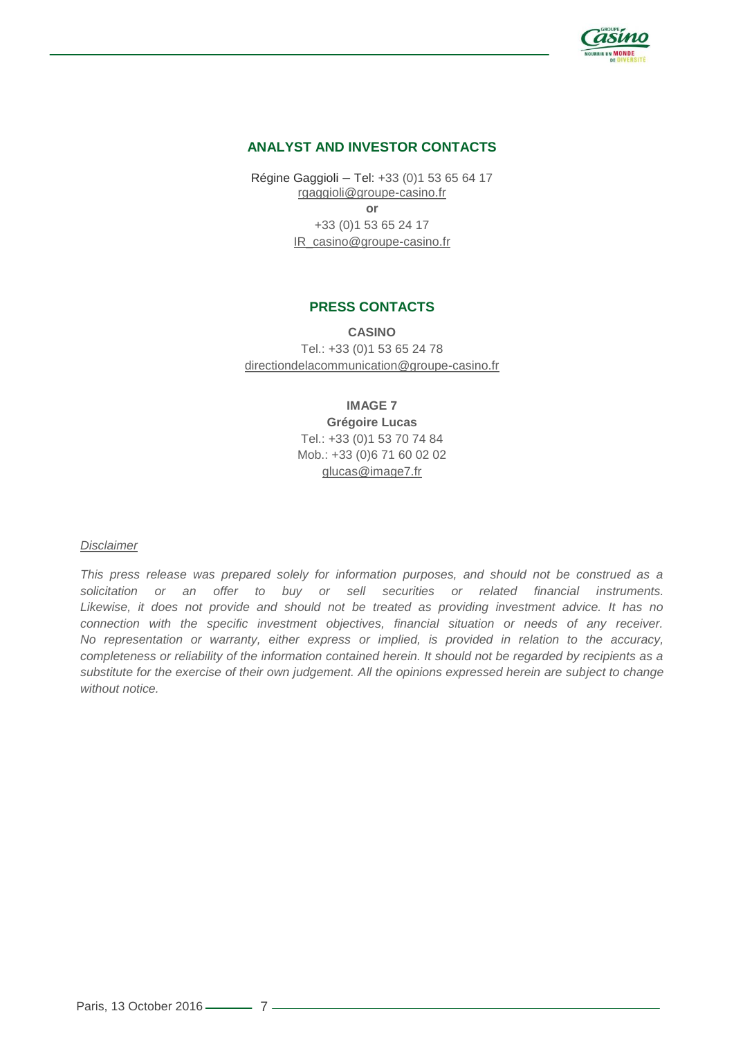## ANALYST AND INVESTOR CONTACTS

Régine Gaggioli – Tel: +33 (0)1 53 65 64 17
rgaggioli@groupe-casino.fr
**or**
+33 (0)1 53 65 24 17
IR_casino@groupe-casino.fr

## PRESS CONTACTS

**CASINO**
Tel.: +33 (0)1 53 65 24 78
directiondelacommunication@groupe-casino.fr

**IMAGE 7**
**Grégoire Lucas**
Tel.: +33 (0)1 53 70 74 84
Mob.: +33 (0)6 71 60 02 02
glucas@image7.fr

*Disclaimer*

*This press release was prepared solely for information purposes, and should not be construed as a solicitation or an offer to buy or sell securities or related financial instruments. Likewise, it does not provide and should not be treated as providing investment advice. It has no connection with the specific investment objectives, financial situation or needs of any receiver. No representation or warranty, either express or implied, is provided in relation to the accuracy, completeness or reliability of the information contained herein. It should not be regarded by recipients as a substitute for the exercise of their own judgement. All the opinions expressed herein are subject to change without notice.*